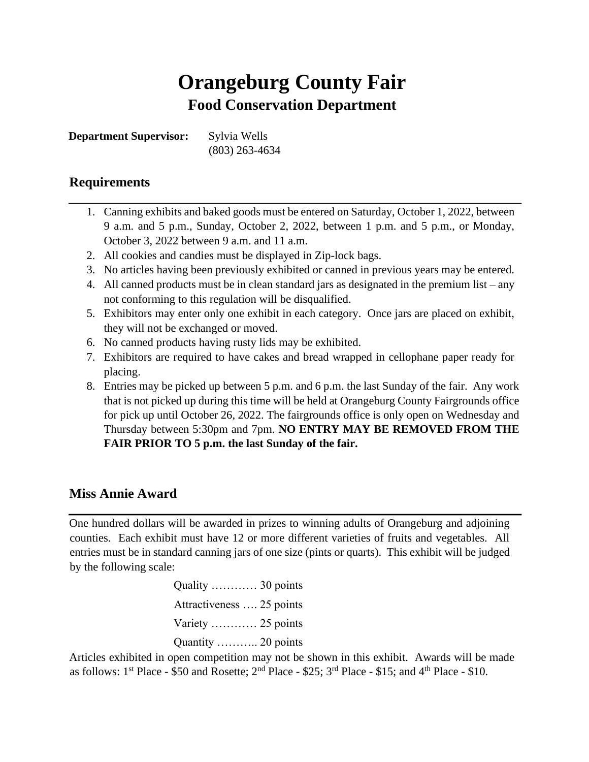# Orangeburg County Fair

## Food Conservation Department

**Department Supervisor:** Sylvia Wells
(803) 263-4634

### Requirements

1. Canning exhibits and baked goods must be entered on Saturday, October 1, 2022, between 9 a.m. and 5 p.m., Sunday, October 2, 2022, between 1 p.m. and 5 p.m., or Monday, October 3, 2022 between 9 a.m. and 11 a.m.
2. All cookies and candies must be displayed in Zip-lock bags.
3. No articles having been previously exhibited or canned in previous years may be entered.
4. All canned products must be in clean standard jars as designated in the premium list – any not conforming to this regulation will be disqualified.
5. Exhibitors may enter only one exhibit in each category. Once jars are placed on exhibit, they will not be exchanged or moved.
6. No canned products having rusty lids may be exhibited.
7. Exhibitors are required to have cakes and bread wrapped in cellophane paper ready for placing.
8. Entries may be picked up between 5 p.m. and 6 p.m. the last Sunday of the fair. Any work that is not picked up during this time will be held at Orangeburg County Fairgrounds office for pick up until October 26, 2022. The fairgrounds office is only open on Wednesday and Thursday between 5:30pm and 7pm. **NO ENTRY MAY BE REMOVED FROM THE FAIR PRIOR TO 5 p.m. the last Sunday of the fair.**

### Miss Annie Award

One hundred dollars will be awarded in prizes to winning adults of Orangeburg and adjoining counties. Each exhibit must have 12 or more different varieties of fruits and vegetables. All entries must be in standard canning jars of one size (pints or quarts). This exhibit will be judged by the following scale:

Quality ………… 30 points
Attractiveness …. 25 points
Variety ………… 25 points
Quantity ……….. 20 points

Articles exhibited in open competition may not be shown in this exhibit. Awards will be made as follows: 1st Place - $50 and Rosette; 2nd Place - $25; 3rd Place - $15; and 4th Place - $10.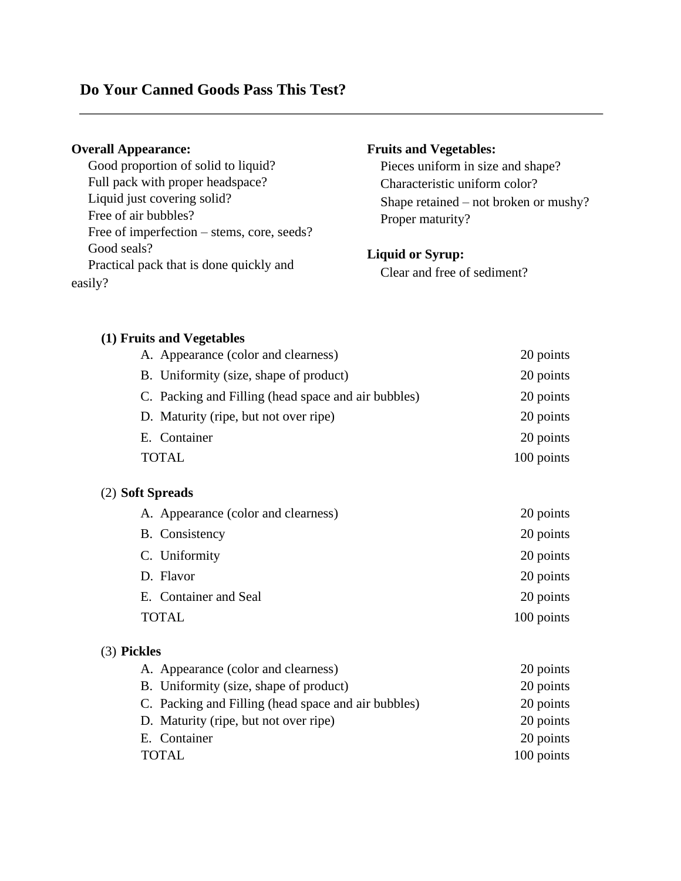## Do Your Canned Goods Pass This Test?

---

**Overall Appearance:**

- Good proportion of solid to liquid?
- Full pack with proper headspace?
- Liquid just covering solid?
- Free of air bubbles?
- Free of imperfection – stems, core, seeds?
- Good seals?
- Practical pack that is done quickly and easily?

**Fruits and Vegetables:**

- Pieces uniform in size and shape?
- Characteristic uniform color?
- Shape retained – not broken or mushy?
- Proper maturity?

**Liquid or Syrup:**

- Clear and free of sediment?

**(1) Fruits and Vegetables**

| | |
|---|---|
| A. Appearance (color and clearness) | 20 points |
| B. Uniformity (size, shape of product) | 20 points |
| C. Packing and Filling (head space and air bubbles) | 20 points |
| D. Maturity (ripe, but not over ripe) | 20 points |
| E. Container | 20 points |
| TOTAL | 100 points |

(2) **Soft Spreads**

| | |
|---|---|
| A. Appearance (color and clearness) | 20 points |
| B. Consistency | 20 points |
| C. Uniformity | 20 points |
| D. Flavor | 20 points |
| E. Container and Seal | 20 points |
| TOTAL | 100 points |

(3) **Pickles**

| | |
|---|---|
| A. Appearance (color and clearness) | 20 points |
| B. Uniformity (size, shape of product) | 20 points |
| C. Packing and Filling (head space and air bubbles) | 20 points |
| D. Maturity (ripe, but not over ripe) | 20 points |
| E. Container | 20 points |
| TOTAL | 100 points |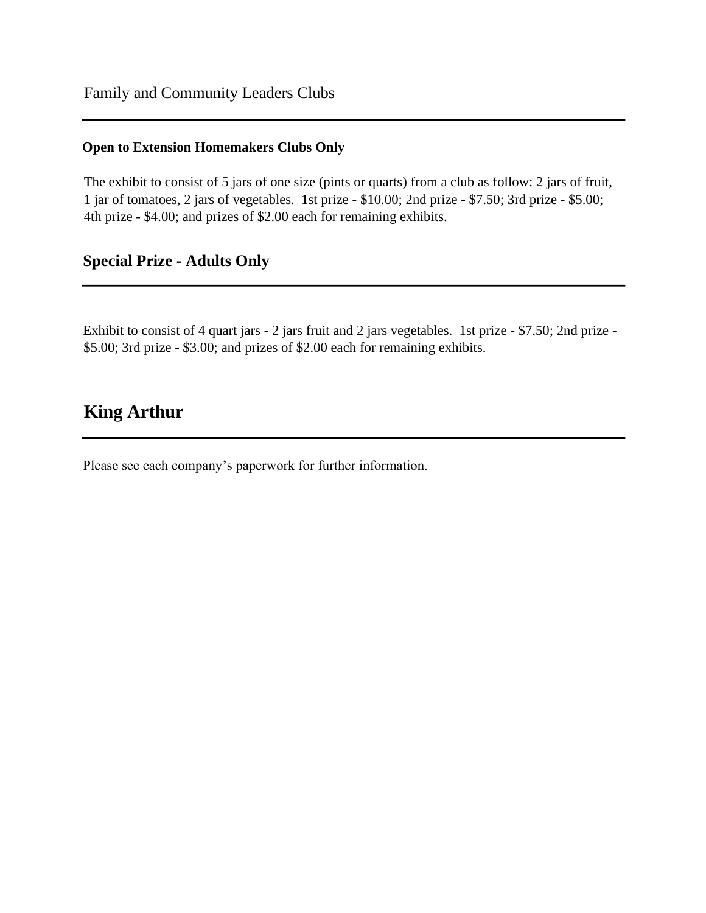## Family and Community Leaders Clubs

**Open to Extension Homemakers Clubs Only**

The exhibit to consist of 5 jars of one size (pints or quarts) from a club as follow: 2 jars of fruit, 1 jar of tomatoes, 2 jars of vegetables. 1st prize - $10.00; 2nd prize - $7.50; 3rd prize - $5.00; 4th prize - $4.00; and prizes of $2.00 each for remaining exhibits.

## Special Prize - Adults Only

Exhibit to consist of 4 quart jars - 2 jars fruit and 2 jars vegetables. 1st prize - $7.50; 2nd prize - $5.00; 3rd prize - $3.00; and prizes of $2.00 each for remaining exhibits.

## King Arthur

Please see each company's paperwork for further information.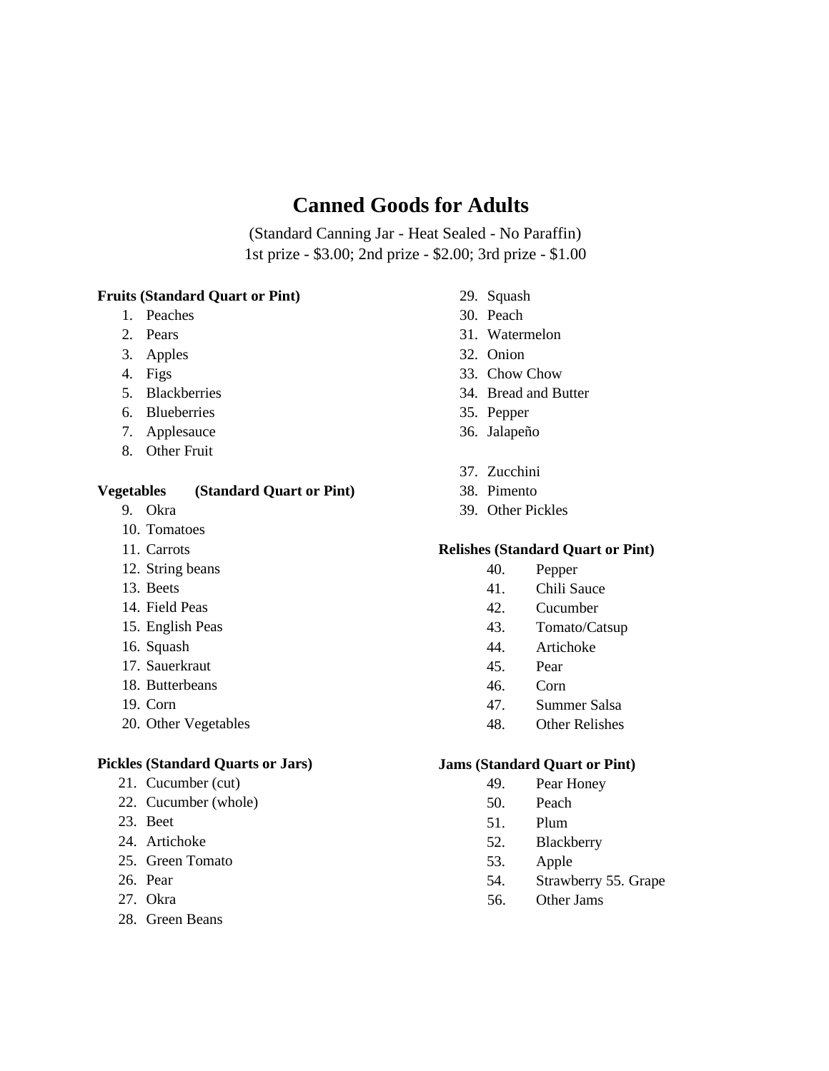# Canned Goods for Adults

(Standard Canning Jar - Heat Sealed - No Paraffin)
1st prize - $3.00; 2nd prize - $2.00; 3rd prize - $1.00

**Fruits (Standard Quart or Pint)**

1. Peaches
2. Pears
3. Apples
4. Figs
5. Blackberries
6. Blueberries
7. Applesauce
8. Other Fruit

**Vegetables (Standard Quart or Pint)**

9. Okra
10. Tomatoes
11. Carrots
12. String beans
13. Beets
14. Field Peas
15. English Peas
16. Squash
17. Sauerkraut
18. Butterbeans
19. Corn
20. Other Vegetables

**Pickles (Standard Quarts or Jars)**

21. Cucumber (cut)
22. Cucumber (whole)
23. Beet
24. Artichoke
25. Green Tomato
26. Pear
27. Okra
28. Green Beans
29. Squash
30. Peach
31. Watermelon
32. Onion
33. Chow Chow
34. Bread and Butter
35. Pepper
36. Jalapeño
37. Zucchini
38. Pimento
39. Other Pickles

**Relishes (Standard Quart or Pint)**

40. Pepper
41. Chili Sauce
42. Cucumber
43. Tomato/Catsup
44. Artichoke
45. Pear
46. Corn
47. Summer Salsa
48. Other Relishes

**Jams (Standard Quart or Pint)**

49. Pear Honey
50. Peach
51. Plum
52. Blackberry
53. Apple
54. Strawberry 55. Grape
56. Other Jams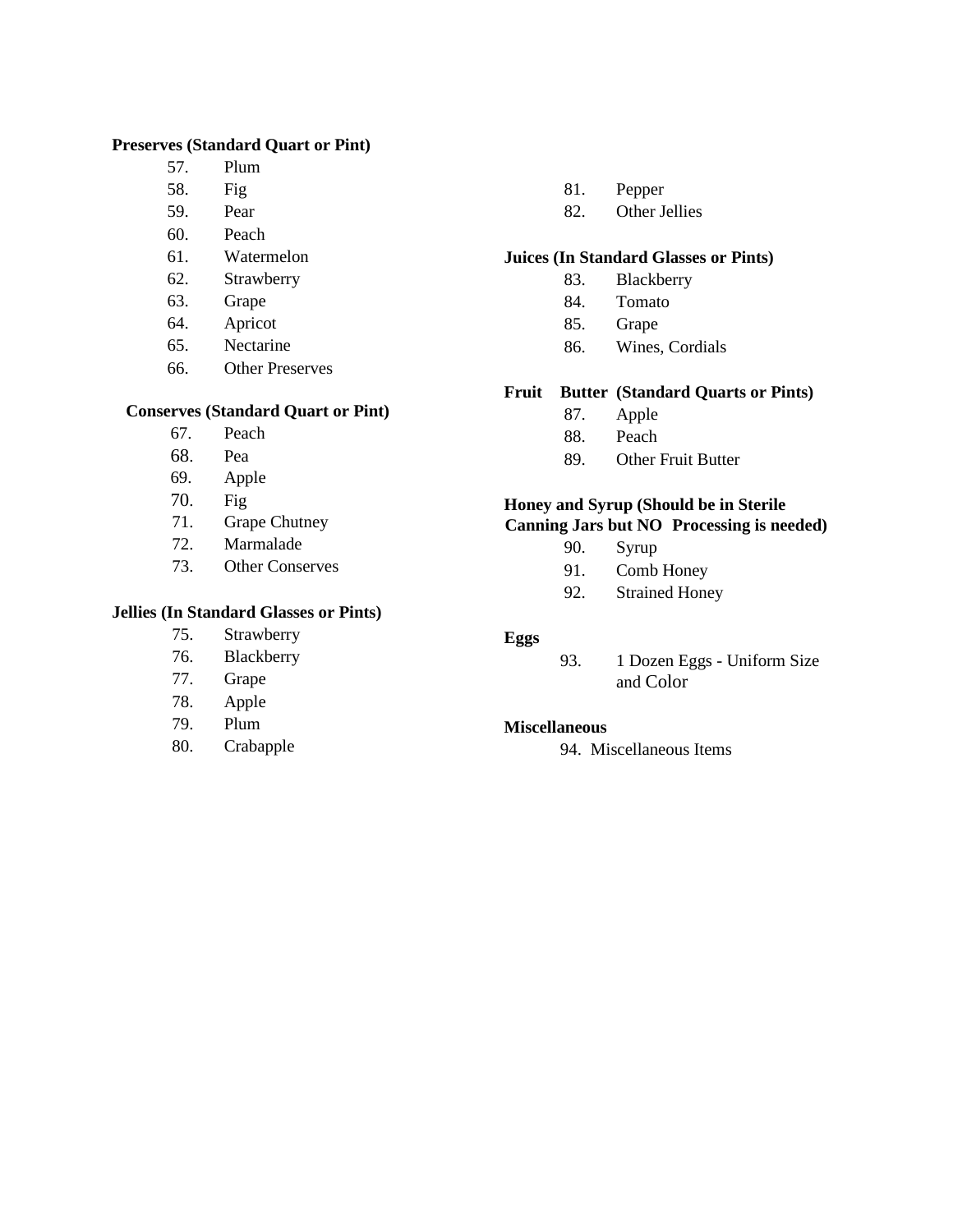**Preserves (Standard Quart or Pint)**

57. Plum
58. Fig
59. Pear
60. Peach
61. Watermelon
62. Strawberry
63. Grape
64. Apricot
65. Nectarine
66. Other Preserves

**Conserves (Standard Quart or Pint)**

67. Peach
68. Pea
69. Apple
70. Fig
71. Grape Chutney
72. Marmalade
73. Other Conserves

**Jellies (In Standard Glasses or Pints)**

75. Strawberry
76. Blackberry
77. Grape
78. Apple
79. Plum
80. Crabapple
81. Pepper
82. Other Jellies

**Juices (In Standard Glasses or Pints)**

83. Blackberry
84. Tomato
85. Grape
86. Wines, Cordials

**Fruit Butter (Standard Quarts or Pints)**

87. Apple
88. Peach
89. Other Fruit Butter

**Honey and Syrup (Should be in Sterile Canning Jars but NO Processing is needed)**

90. Syrup
91. Comb Honey
92. Strained Honey

**Eggs**

93. 1 Dozen Eggs - Uniform Size and Color

**Miscellaneous**

94. Miscellaneous Items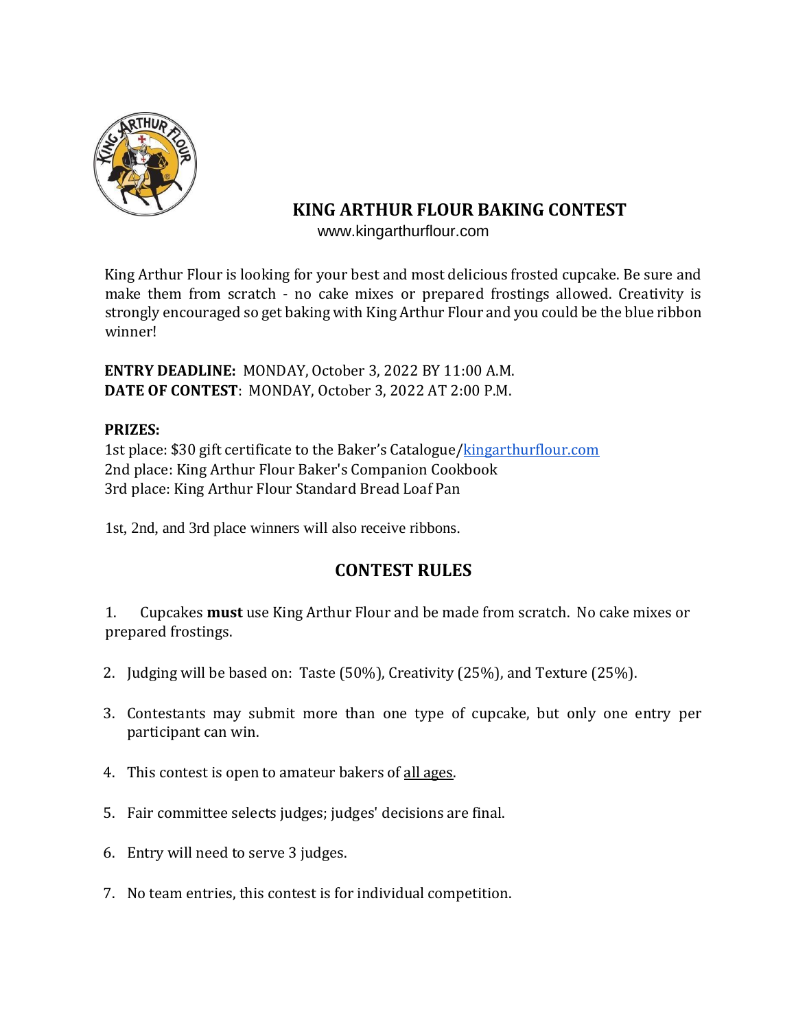# KING ARTHUR FLOUR BAKING CONTEST

www.kingarthurflour.com

King Arthur Flour is looking for your best and most delicious frosted cupcake. Be sure and make them from scratch - no cake mixes or prepared frostings allowed. Creativity is strongly encouraged so get baking with King Arthur Flour and you could be the blue ribbon winner!

**ENTRY DEADLINE:** MONDAY, October 3, 2022 BY 11:00 A.M.
**DATE OF CONTEST**: MONDAY, October 3, 2022 AT 2:00 P.M.

**PRIZES:**
1st place: $30 gift certificate to the Baker's Catalogue/kingarthurflour.com
2nd place: King Arthur Flour Baker's Companion Cookbook
3rd place: King Arthur Flour Standard Bread Loaf Pan

1st, 2nd, and 3rd place winners will also receive ribbons.

## CONTEST RULES

1. Cupcakes **must** use King Arthur Flour and be made from scratch. No cake mixes or prepared frostings.
2. Judging will be based on: Taste (50%), Creativity (25%), and Texture (25%).
3. Contestants may submit more than one type of cupcake, but only one entry per participant can win.
4. This contest is open to amateur bakers of all ages.
5. Fair committee selects judges; judges' decisions are final.
6. Entry will need to serve 3 judges.
7. No team entries, this contest is for individual competition.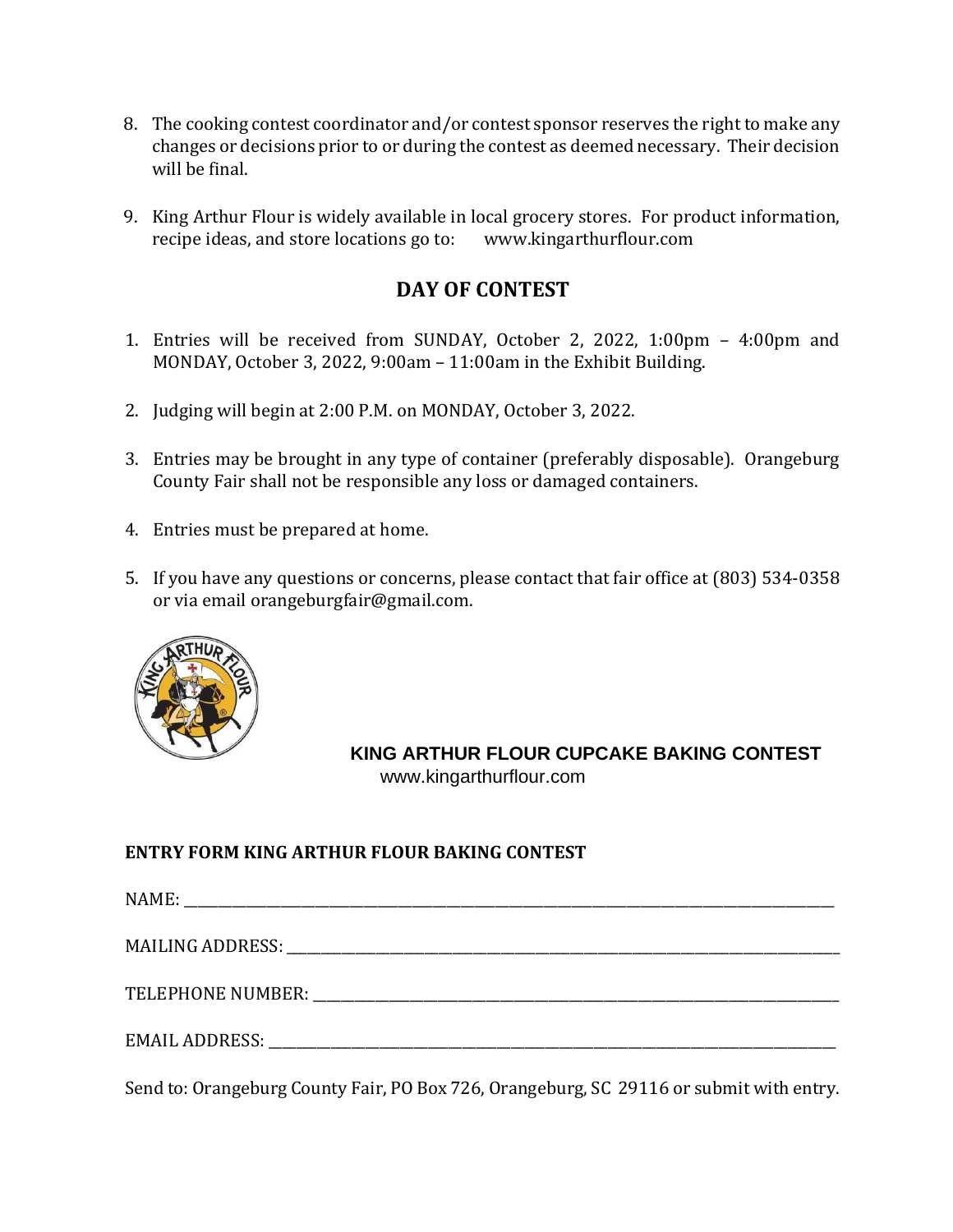8. The cooking contest coordinator and/or contest sponsor reserves the right to make any changes or decisions prior to or during the contest as deemed necessary. Their decision will be final.

9. King Arthur Flour is widely available in local grocery stores. For product information, recipe ideas, and store locations go to: www.kingarthurflour.com

## DAY OF CONTEST

1. Entries will be received from SUNDAY, October 2, 2022, 1:00pm – 4:00pm and MONDAY, October 3, 2022, 9:00am – 11:00am in the Exhibit Building.

2. Judging will begin at 2:00 P.M. on MONDAY, October 3, 2022.

3. Entries may be brought in any type of container (preferably disposable). Orangeburg County Fair shall not be responsible any loss or damaged containers.

4. Entries must be prepared at home.

5. If you have any questions or concerns, please contact that fair office at (803) 534-0358 or via email orangeburgfair@gmail.com.

**KING ARTHUR FLOUR CUPCAKE BAKING CONTEST**
www.kingarthurflour.com

**ENTRY FORM KING ARTHUR FLOUR BAKING CONTEST**

NAME: ______________________________________________

MAILING ADDRESS: ______________________________________________

TELEPHONE NUMBER: ______________________________________________

EMAIL ADDRESS: ______________________________________________

Send to: Orangeburg County Fair, PO Box 726, Orangeburg, SC 29116 or submit with entry.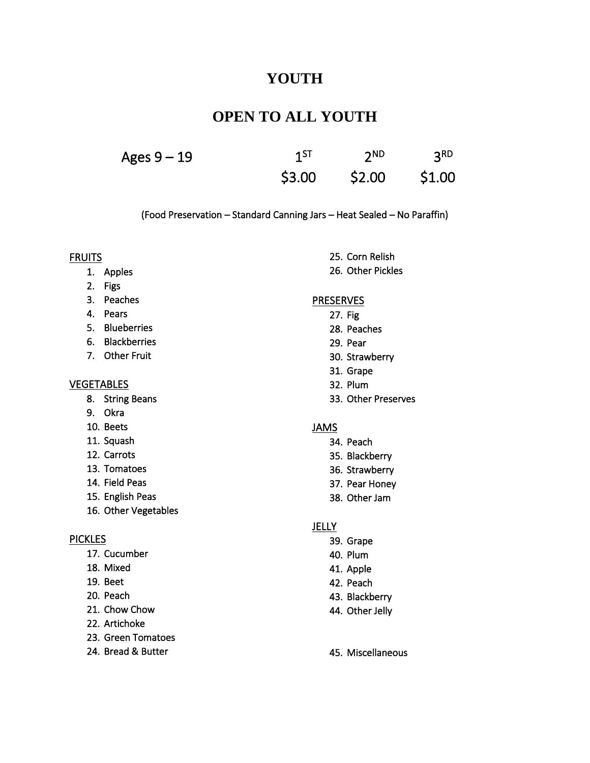# YOUTH

## OPEN TO ALL YOUTH

| Ages 9 – 19 | 1ST | 2ND | 3RD |
| --- | --- | --- | --- |
| | $3.00 | $2.00 | $1.00 |

(Food Preservation – Standard Canning Jars – Heat Sealed – No Paraffin)

FRUITS

1. Apples
2. Figs
3. Peaches
4. Pears
5. Blueberries
6. Blackberries
7. Other Fruit

VEGETABLES

8. String Beans
9. Okra
10. Beets
11. Squash
12. Carrots
13. Tomatoes
14. Field Peas
15. English Peas
16. Other Vegetables

PICKLES

17. Cucumber
18. Mixed
19. Beet
20. Peach
21. Chow Chow
22. Artichoke
23. Green Tomatoes
24. Bread & Butter
25. Corn Relish
26. Other Pickles

PRESERVES

27. Fig
28. Peaches
29. Pear
30. Strawberry
31. Grape
32. Plum
33. Other Preserves

JAMS

34. Peach
35. Blackberry
36. Strawberry
37. Pear Honey
38. Other Jam

JELLY

39. Grape
40. Plum
41. Apple
42. Peach
43. Blackberry
44. Other Jelly

45. Miscellaneous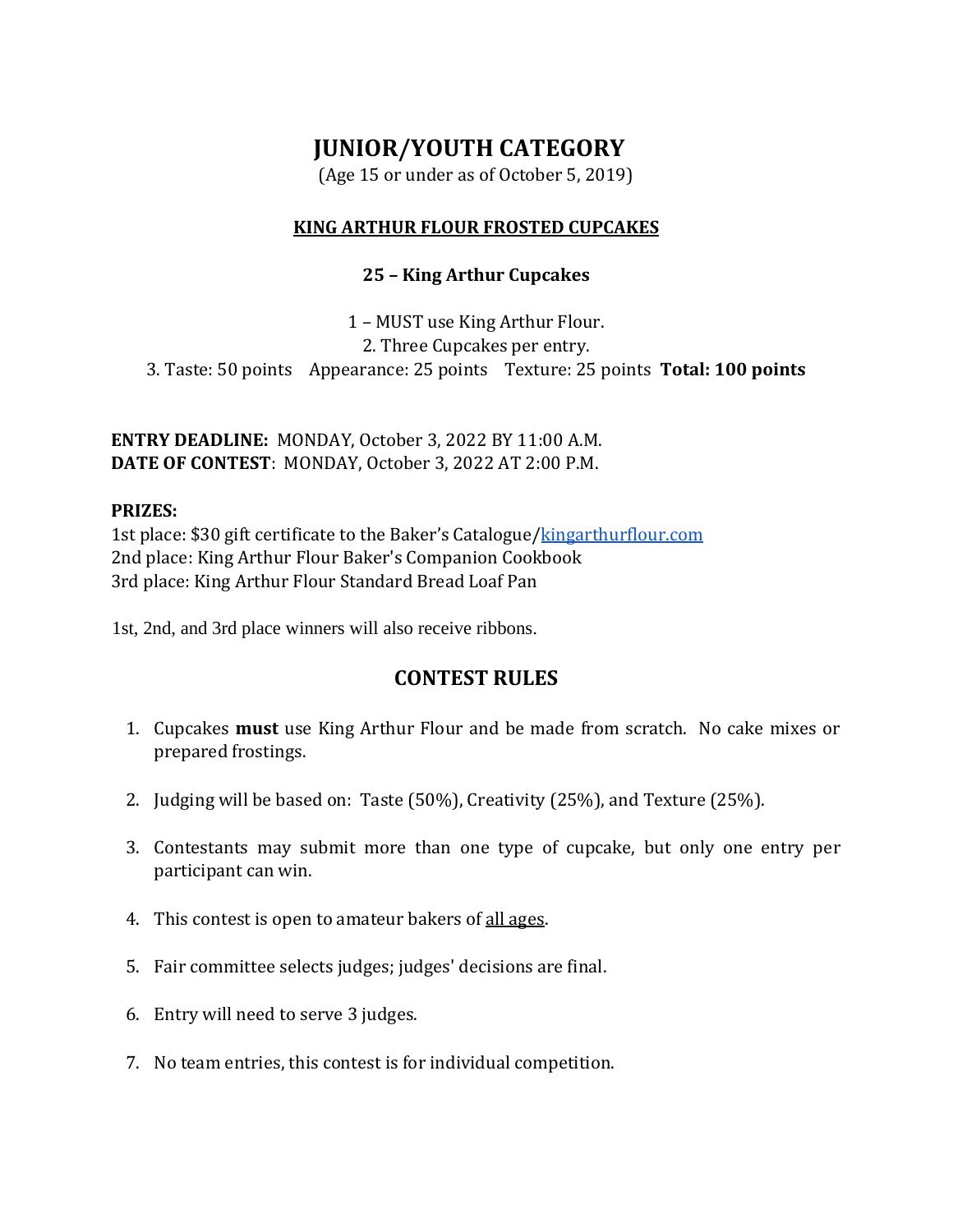# JUNIOR/YOUTH CATEGORY

(Age 15 or under as of October 5, 2019)

## KING ARTHUR FLOUR FROSTED CUPCAKES

### 25 – King Arthur Cupcakes

1 – MUST use King Arthur Flour.
2. Three Cupcakes per entry.
3. Taste: 50 points Appearance: 25 points Texture: 25 points **Total: 100 points**

**ENTRY DEADLINE:** MONDAY, October 3, 2022 BY 11:00 A.M.
**DATE OF CONTEST**: MONDAY, October 3, 2022 AT 2:00 P.M.

**PRIZES:**
1st place: $30 gift certificate to the Baker's Catalogue/kingarthurflour.com
2nd place: King Arthur Flour Baker's Companion Cookbook
3rd place: King Arthur Flour Standard Bread Loaf Pan

1st, 2nd, and 3rd place winners will also receive ribbons.

## CONTEST RULES

1. Cupcakes **must** use King Arthur Flour and be made from scratch. No cake mixes or prepared frostings.
2. Judging will be based on: Taste (50%), Creativity (25%), and Texture (25%).
3. Contestants may submit more than one type of cupcake, but only one entry per participant can win.
4. This contest is open to amateur bakers of all ages.
5. Fair committee selects judges; judges' decisions are final.
6. Entry will need to serve 3 judges.
7. No team entries, this contest is for individual competition.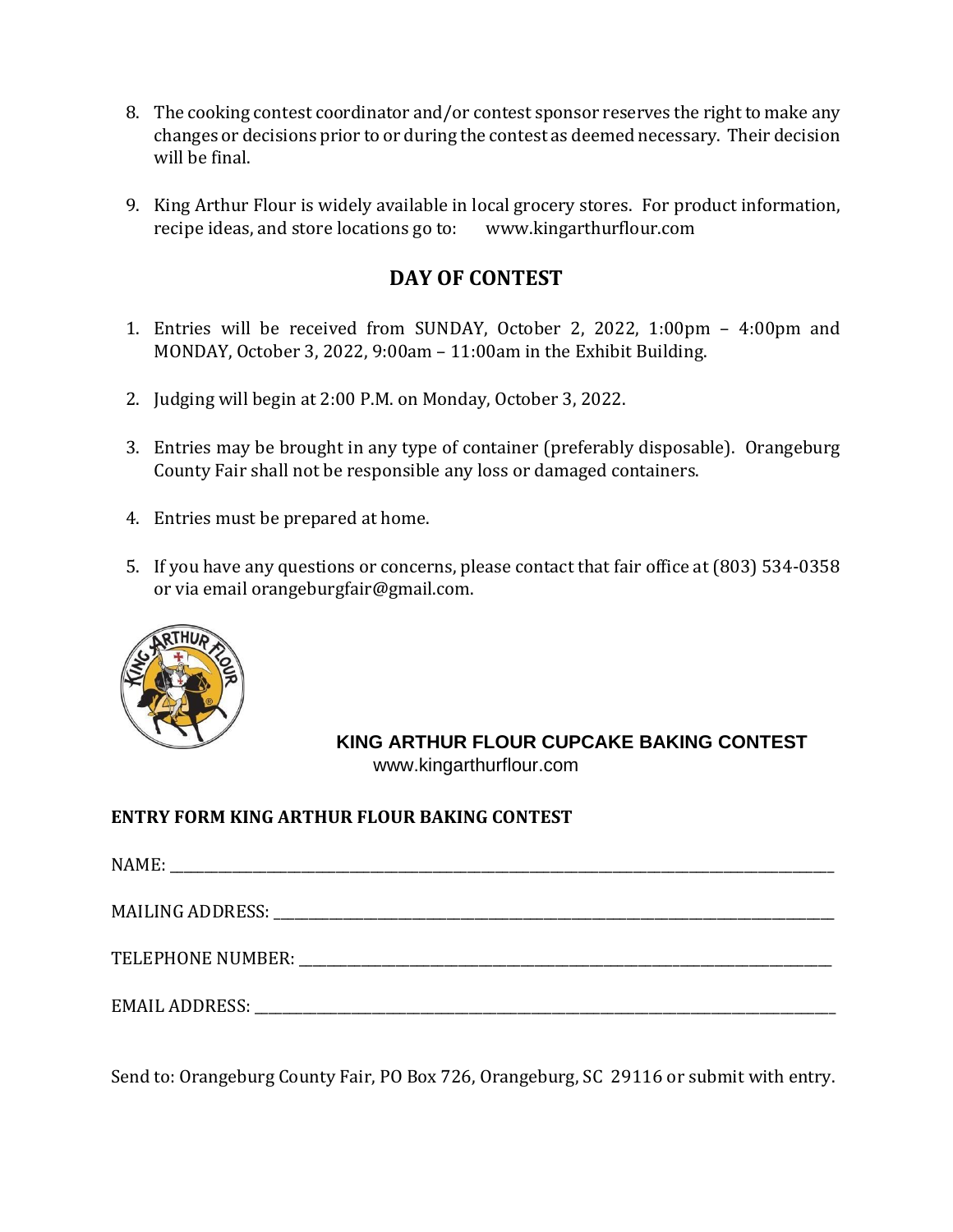8. The cooking contest coordinator and/or contest sponsor reserves the right to make any changes or decisions prior to or during the contest as deemed necessary. Their decision will be final.

9. King Arthur Flour is widely available in local grocery stores. For product information, recipe ideas, and store locations go to: www.kingarthurflour.com

## DAY OF CONTEST

1. Entries will be received from SUNDAY, October 2, 2022, 1:00pm – 4:00pm and MONDAY, October 3, 2022, 9:00am – 11:00am in the Exhibit Building.

2. Judging will begin at 2:00 P.M. on Monday, October 3, 2022.

3. Entries may be brought in any type of container (preferably disposable). Orangeburg County Fair shall not be responsible any loss or damaged containers.

4. Entries must be prepared at home.

5. If you have any questions or concerns, please contact that fair office at (803) 534-0358 or via email orangeburgfair@gmail.com.

**KING ARTHUR FLOUR CUPCAKE BAKING CONTEST**
www.kingarthurflour.com

**ENTRY FORM KING ARTHUR FLOUR BAKING CONTEST**

NAME: ______________________________________________

MAILING ADDRESS: ______________________________________________

TELEPHONE NUMBER: ______________________________________________

EMAIL ADDRESS: ______________________________________________

Send to: Orangeburg County Fair, PO Box 726, Orangeburg, SC 29116 or submit with entry.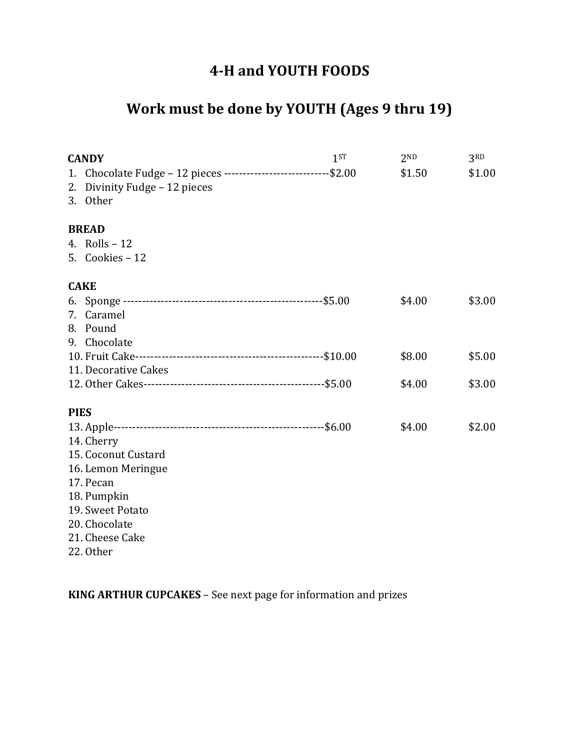# 4-H and YOUTH FOODS

## Work must be done by YOUTH (Ages 9 thru 19)

| CANDY | 1ST | 2ND | 3RD |
|---|---|---|---|
| 1. Chocolate Fudge – 12 pieces | $2.00 | $1.50 | $1.00 |
| 2. Divinity Fudge – 12 pieces | | | |
| 3. Other | | | |
| **BREAD** | | | |
| 4. Rolls – 12 | | | |
| 5. Cookies – 12 | | | |
| **CAKE** | | | |
| 6. Sponge | $5.00 | $4.00 | $3.00 |
| 7. Caramel | | | |
| 8. Pound | | | |
| 9. Chocolate | | | |
| 10. Fruit Cake | $10.00 | $8.00 | $5.00 |
| 11. Decorative Cakes | | | |
| 12. Other Cakes | $5.00 | $4.00 | $3.00 |
| **PIES** | | | |
| 13. Apple | $6.00 | $4.00 | $2.00 |
| 14. Cherry | | | |
| 15. Coconut Custard | | | |
| 16. Lemon Meringue | | | |
| 17. Pecan | | | |
| 18. Pumpkin | | | |
| 19. Sweet Potato | | | |
| 20. Chocolate | | | |
| 21. Cheese Cake | | | |
| 22. Other | | | |

**KING ARTHUR CUPCAKES** – See next page for information and prizes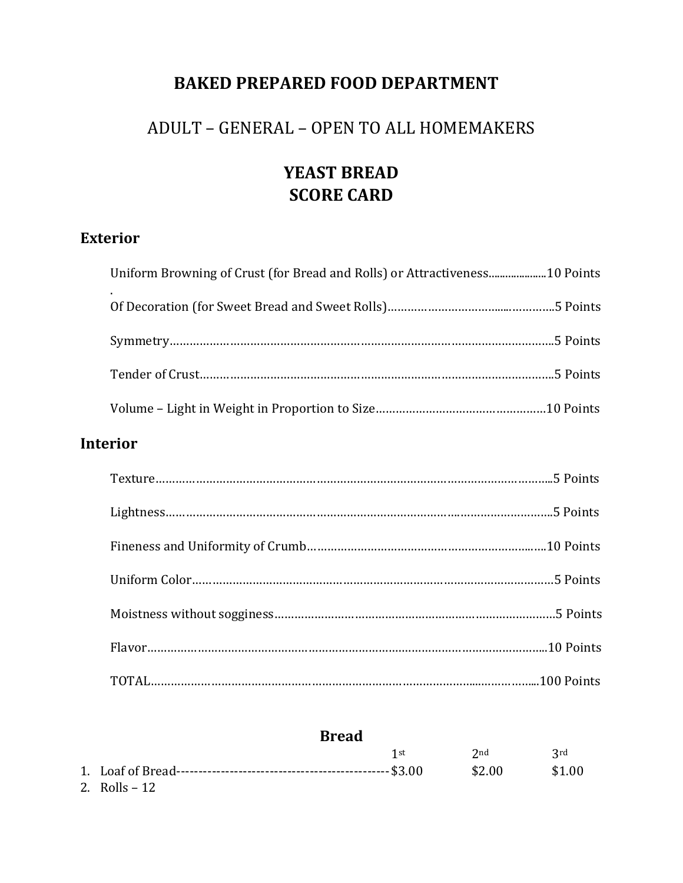# BAKED PREPARED FOOD DEPARTMENT

## ADULT – GENERAL – OPEN TO ALL HOMEMAKERS

## YEAST BREAD
## SCORE CARD

### Exterior

Uniform Browning of Crust (for Bread and Rolls) or Attractiveness....................10 Points
.
Of Decoration (for Sweet Bread and Sweet Rolls)……………………………...…………..5 Points

Symmetry……………………………………………………………………………………………..5 Points

Tender of Crust……………………………………………………………………………………..5 Points

Volume – Light in Weight in Proportion to Size……………………………………………10 Points

### Interior

Texture……………………………………………………………………………………………...5 Points

Lightness……………………………………………………………………………………………..5 Points

Fineness and Uniformity of Crumb…………………………………………………….…..10 Points

Uniform Color…………………………………………………………………………………………5 Points

Moistness without sogginess…………………………………………………………………….5 Points

Flavor………………………………………………………………………………………………...10 Points

TOTAL………………………………………………………………………………...………….....100 Points

### Bread

| | 1st | 2nd | 3rd |
|---|---|---|---|
| 1. Loaf of Bread------------------------------------------------- | $3.00 | $2.00 | $1.00 |
| 2. Rolls – 12 | | | |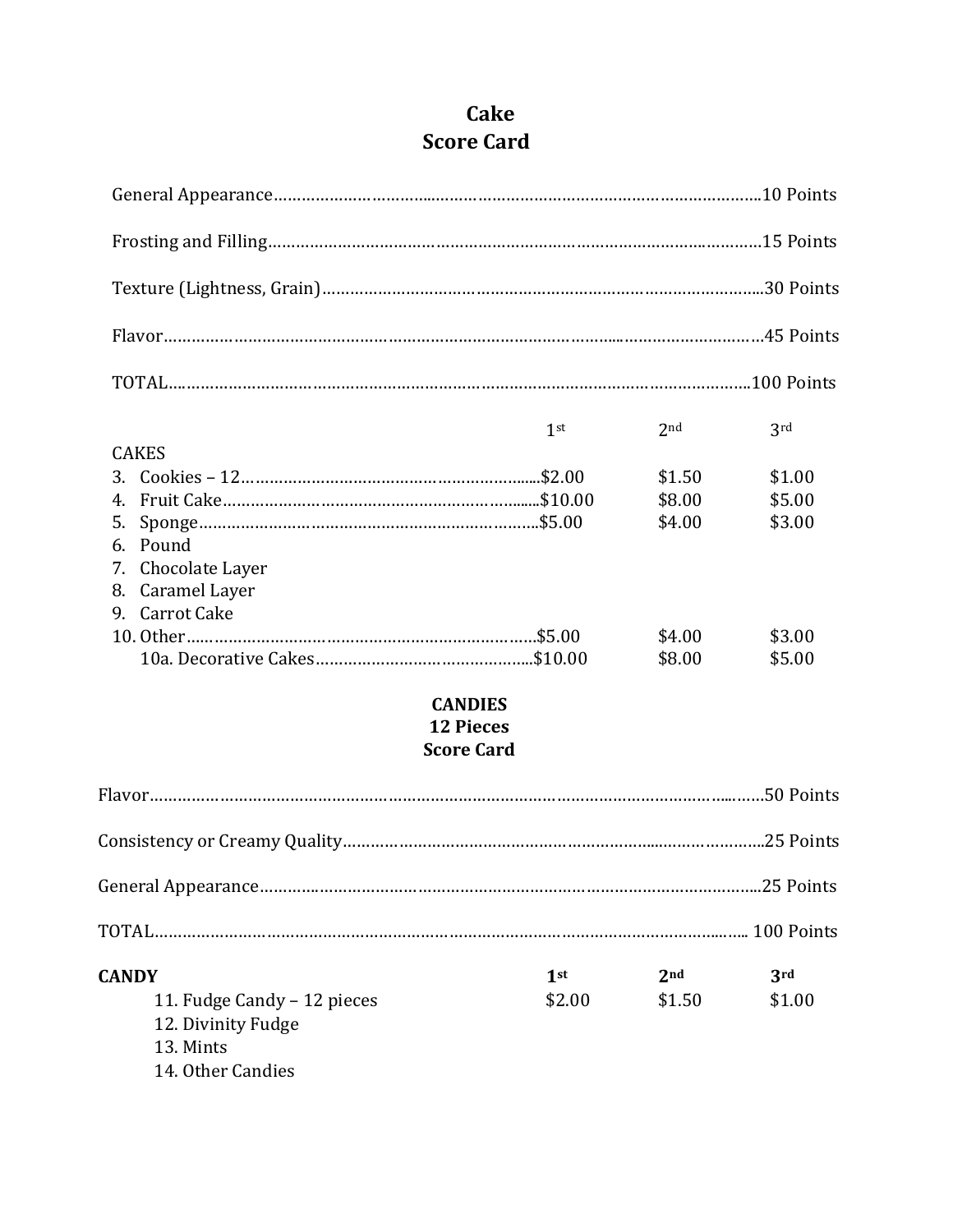# Cake
# Score Card

| Criteria | Points |
|---|---|
| General Appearance | 10 Points |
| Frosting and Filling | 15 Points |
| Texture (Lightness, Grain) | 30 Points |
| Flavor | 45 Points |
| TOTAL | 100 Points |

| CAKES | 1st | 2nd | 3rd |
|---|---|---|---|
| 3. Cookies – 12 | $2.00 | $1.50 | $1.00 |
| 4. Fruit Cake | $10.00 | $8.00 | $5.00 |
| 5. Sponge | $5.00 | $4.00 | $3.00 |
| 6. Pound | | | |
| 7. Chocolate Layer | | | |
| 8. Caramel Layer | | | |
| 9. Carrot Cake | | | |
| 10. Other | $5.00 | $4.00 | $3.00 |
| 10a. Decorative Cakes | $10.00 | $8.00 | $5.00 |

## CANDIES
## 12 Pieces
## Score Card

| Criteria | Points |
|---|---|
| Flavor | 50 Points |
| Consistency or Creamy Quality | 25 Points |
| General Appearance | 25 Points |
| TOTAL | 100 Points |

| **CANDY** | **1st** | **2nd** | **3rd** |
|---|---|---|---|
| 11. Fudge Candy – 12 pieces | $2.00 | $1.50 | $1.00 |
| 12. Divinity Fudge | | | |
| 13. Mints | | | |
| 14. Other Candies | | | |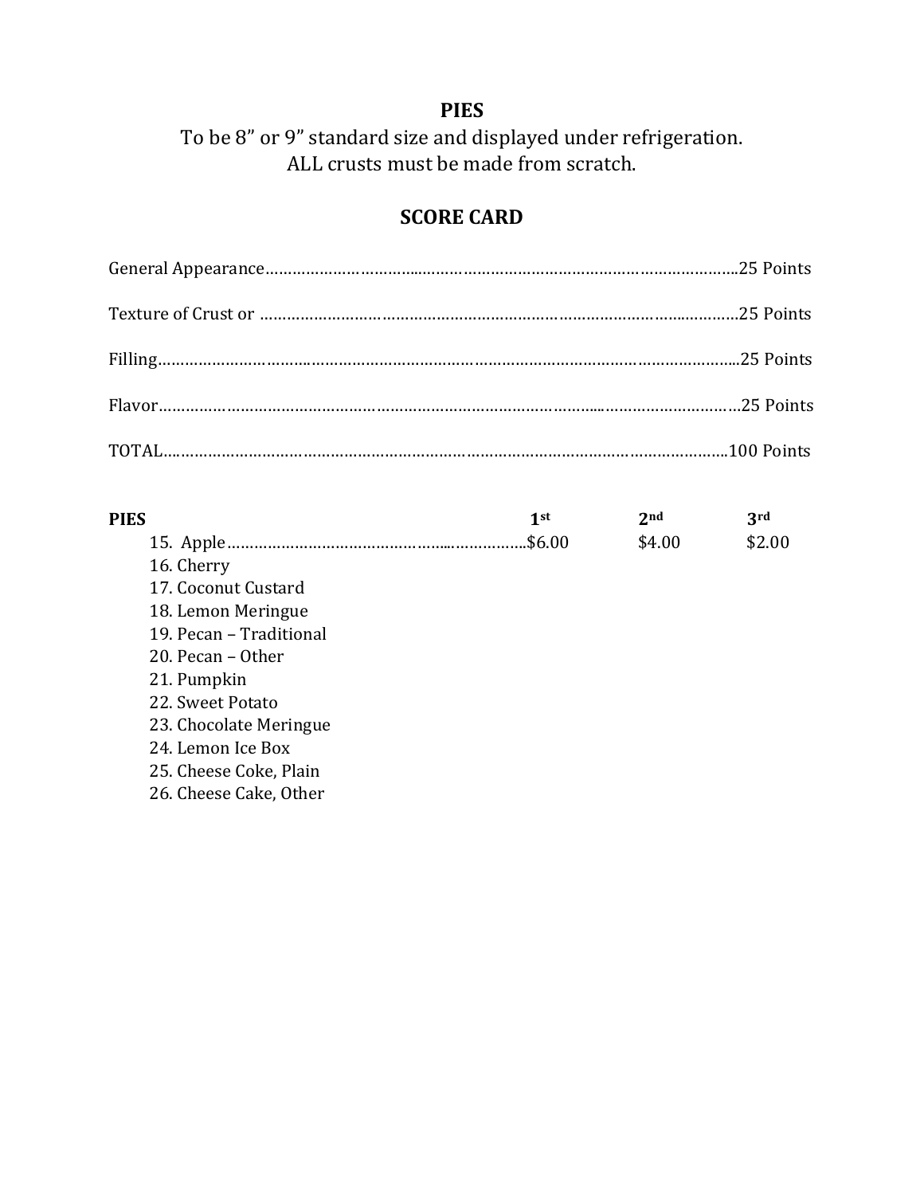## PIES

To be 8" or 9" standard size and displayed under refrigeration.
ALL crusts must be made from scratch.

## SCORE CARD

| | |
|---|---|
| General Appearance | 25 Points |
| Texture of Crust or | 25 Points |
| Filling | 25 Points |
| Flavor | 25 Points |
| TOTAL | 100 Points |

| PIES | 1st | 2nd | 3rd |
|---|---|---|---|
| 15. Apple | $6.00 | $4.00 | $2.00 |
| 16. Cherry | | | |
| 17. Coconut Custard | | | |
| 18. Lemon Meringue | | | |
| 19. Pecan – Traditional | | | |
| 20. Pecan – Other | | | |
| 21. Pumpkin | | | |
| 22. Sweet Potato | | | |
| 23. Chocolate Meringue | | | |
| 24. Lemon Ice Box | | | |
| 25. Cheese Coke, Plain | | | |
| 26. Cheese Cake, Other | | | |